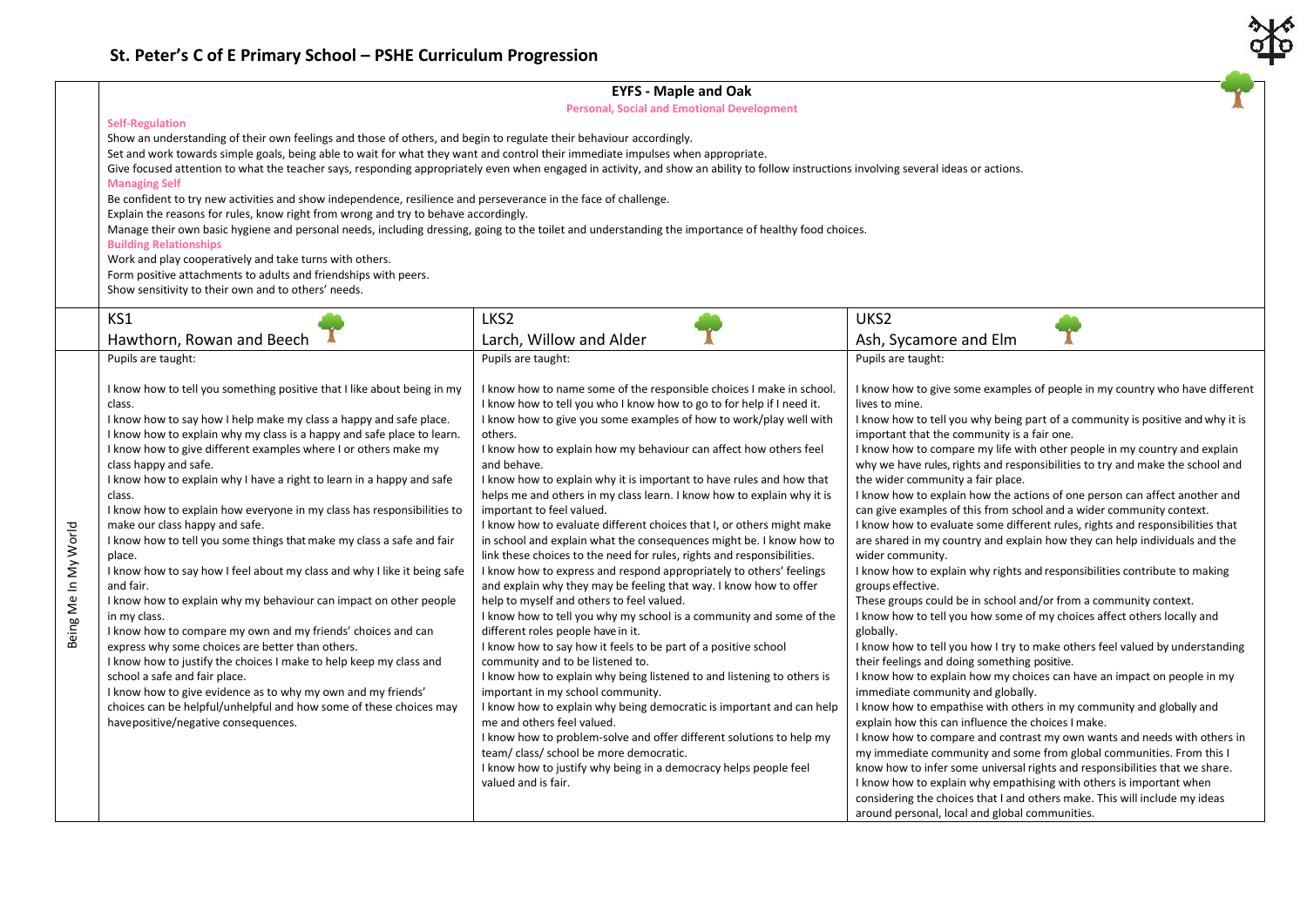# St. Peter's C of E Primary School – PSHE Curriculum Progression

## EYFS - Maple and Oak

**Personal, Social and Emotional Development**

**Self-Regulation**

Show an understanding of their own feelings and those of others, and begin to regulate their behaviour accordingly.
Set and work towards simple goals, being able to wait for what they want and control their immediate impulses when appropriate.
Give focused attention to what the teacher says, responding appropriately even when engaged in activity, and show an ability to follow instructions involving several ideas or actions.

**Managing Self**

Be confident to try new activities and show independence, resilience and perseverance in the face of challenge.
Explain the reasons for rules, know right from wrong and try to behave accordingly.
Manage their own basic hygiene and personal needs, including dressing, going to the toilet and understanding the importance of healthy food choices.

**Building Relationships**

Work and play cooperatively and take turns with others.
Form positive attachments to adults and friendships with peers.
Show sensitivity to their own and to others' needs.

| | KS1<br>Hawthorn, Rowan and Beech | LKS2<br>Larch, Willow and Alder | UKS2<br>Ash, Sycamore and Elm |
|---|---|---|---|
| Being Me In My World | Pupils are taught:<br><br>I know how to tell you something positive that I like about being in my class.<br>I know how to say how I help make my class a happy and safe place.<br>I know how to explain why my class is a happy and safe place to learn.<br>I know how to give different examples where I or others make my class happy and safe.<br>I know how to explain why I have a right to learn in a happy and safe class.<br>I know how to explain how everyone in my class has responsibilities to make our class happy and safe.<br>I know how to tell you some things that make my class a safe and fair place.<br>I know how to say how I feel about my class and why I like it being safe and fair.<br>I know how to explain why my behaviour can impact on other people in my class.<br>I know how to compare my own and my friends' choices and can express why some choices are better than others.<br>I know how to justify the choices I make to help keep my class and school a safe and fair place.<br>I know how to give evidence as to why my own and my friends' choices can be helpful/unhelpful and how some of these choices may have positive/negative consequences. | Pupils are taught:<br><br>I know how to name some of the responsible choices I make in school.<br>I know how to tell you who I know how to go to for help if I need it.<br>I know how to give you some examples of how to work/play well with others.<br>I know how to explain how my behaviour can affect how others feel and behave.<br>I know how to explain why it is important to have rules and how that helps me and others in my class learn. I know how to explain why it is important to feel valued.<br>I know how to evaluate different choices that I, or others might make in school and explain what the consequences might be. I know how to link these choices to the need for rules, rights and responsibilities.<br>I know how to express and respond appropriately to others' feelings and explain why they may be feeling that way. I know how to offer help to myself and others to feel valued.<br>I know how to tell you why my school is a community and some of the different roles people have in it.<br>I know how to say how it feels to be part of a positive school community and to be listened to.<br>I know how to explain why being listened to and listening to others is important in my school community.<br>I know how to explain why being democratic is important and can help me and others feel valued.<br>I know how to problem-solve and offer different solutions to help my team/ class/ school be more democratic.<br>I know how to justify why being in a democracy helps people feel valued and is fair. | Pupils are taught:<br><br>I know how to give some examples of people in my country who have different lives to mine.<br>I know how to tell you why being part of a community is positive and why it is important that the community is a fair one.<br>I know how to compare my life with other people in my country and explain why we have rules, rights and responsibilities to try and make the school and the wider community a fair place.<br>I know how to explain how the actions of one person can affect another and can give examples of this from school and a wider community context.<br>I know how to evaluate some different rules, rights and responsibilities that are shared in my country and explain how they can help individuals and the wider community.<br>I know how to explain why rights and responsibilities contribute to making groups effective.<br>These groups could be in school and/or from a community context.<br>I know how to tell you how some of my choices affect others locally and globally.<br>I know how to tell you how I try to make others feel valued by understanding their feelings and doing something positive.<br>I know how to explain how my choices can have an impact on people in my immediate community and globally.<br>I know how to empathise with others in my community and globally and explain how this can influence the choices I make.<br>I know how to compare and contrast my own wants and needs with others in my immediate community and some from global communities. From this I know how to infer some universal rights and responsibilities that we share.<br>I know how to explain why empathising with others is important when considering the choices that I and others make. This will include my ideas around personal, local and global communities. |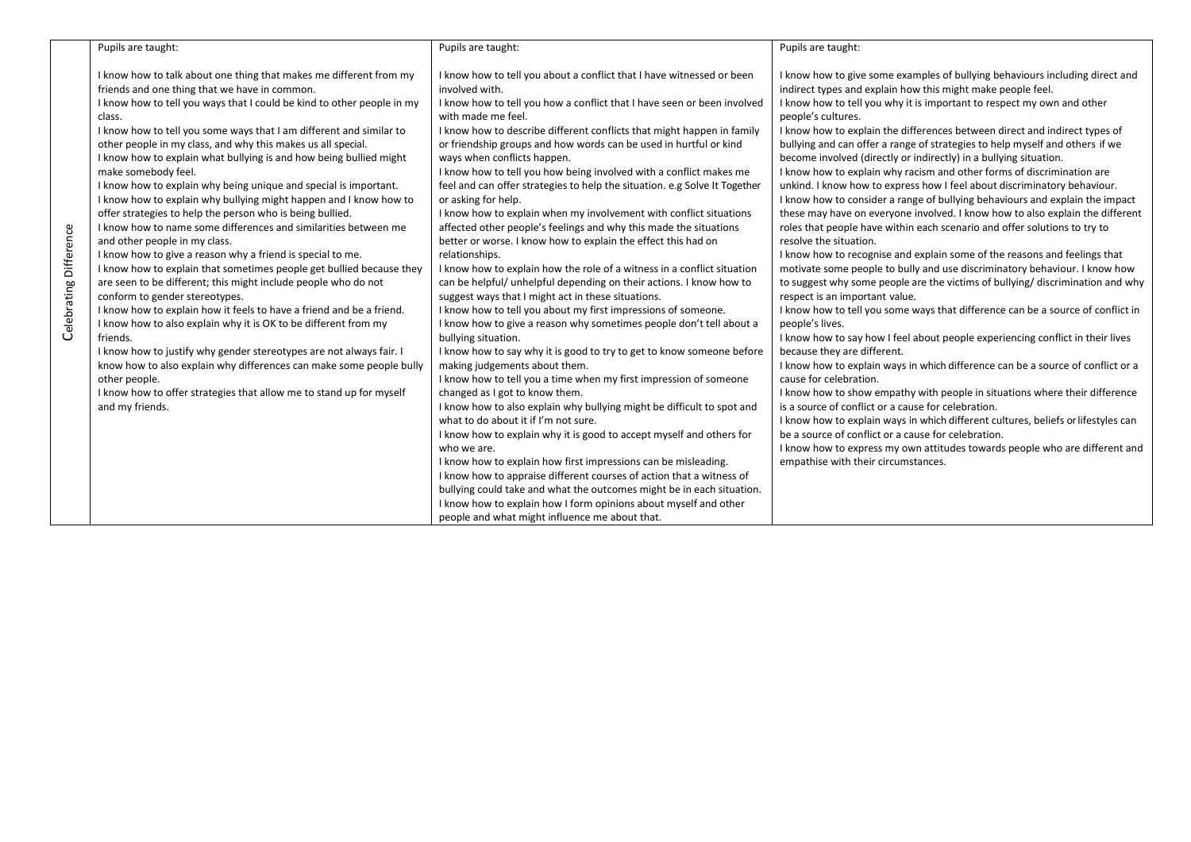| | | | |
|---|---|---|---|
| Celebrating Difference | Pupils are taught:<br><br>I know how to talk about one thing that makes me different from my friends and one thing that we have in common.<br>I know how to tell you ways that I could be kind to other people in my class.<br>I know how to tell you some ways that I am different and similar to other people in my class, and why this makes us all special.<br>I know how to explain what bullying is and how being bullied might make somebody feel.<br>I know how to explain why being unique and special is important.<br>I know how to explain why bullying might happen and I know how to offer strategies to help the person who is being bullied.<br>I know how to name some differences and similarities between me and other people in my class.<br>I know how to give a reason why a friend is special to me.<br>I know how to explain that sometimes people get bullied because they are seen to be different; this might include people who do not conform to gender stereotypes.<br>I know how to explain how it feels to have a friend and be a friend.<br>I know how to also explain why it is OK to be different from my friends.<br>I know how to justify why gender stereotypes are not always fair. I know how to also explain why differences can make some people bully other people.<br>I know how to offer strategies that allow me to stand up for myself and my friends. | Pupils are taught:<br><br>I know how to tell you about a conflict that I have witnessed or been involved with.<br>I know how to tell you how a conflict that I have seen or been involved with made me feel.<br>I know how to describe different conflicts that might happen in family or friendship groups and how words can be used in hurtful or kind ways when conflicts happen.<br>I know how to tell you how being involved with a conflict makes me feel and can offer strategies to help the situation. e.g Solve It Together or asking for help.<br>I know how to explain when my involvement with conflict situations affected other people's feelings and why this made the situations better or worse. I know how to explain the effect this had on relationships.<br>I know how to explain how the role of a witness in a conflict situation can be helpful/ unhelpful depending on their actions. I know how to suggest ways that I might act in these situations.<br>I know how to tell you about my first impressions of someone.<br>I know how to give a reason why sometimes people don't tell about a bullying situation.<br>I know how to say why it is good to try to get to know someone before making judgements about them.<br>I know how to tell you a time when my first impression of someone changed as I got to know them.<br>I know how to also explain why bullying might be difficult to spot and what to do about it if I'm not sure.<br>I know how to explain why it is good to accept myself and others for who we are.<br>I know how to explain how first impressions can be misleading.<br>I know how to appraise different courses of action that a witness of bullying could take and what the outcomes might be in each situation.<br>I know how to explain how I form opinions about myself and other people and what might influence me about that. | Pupils are taught:<br><br>I know how to give some examples of bullying behaviours including direct and indirect types and explain how this might make people feel.<br>I know how to tell you why it is important to respect my own and other people's cultures.<br>I know how to explain the differences between direct and indirect types of bullying and can offer a range of strategies to help myself and others if we become involved (directly or indirectly) in a bullying situation.<br>I know how to explain why racism and other forms of discrimination are unkind. I know how to express how I feel about discriminatory behaviour.<br>I know how to consider a range of bullying behaviours and explain the impact these may have on everyone involved. I know how to also explain the different roles that people have within each scenario and offer solutions to try to resolve the situation.<br>I know how to recognise and explain some of the reasons and feelings that motivate some people to bully and use discriminatory behaviour. I know how to suggest why some people are the victims of bullying/ discrimination and why respect is an important value.<br>I know how to tell you some ways that difference can be a source of conflict in people's lives.<br>I know how to say how I feel about people experiencing conflict in their lives because they are different.<br>I know how to explain ways in which difference can be a source of conflict or a cause for celebration.<br>I know how to show empathy with people in situations where their difference is a source of conflict or a cause for celebration.<br>I know how to explain ways in which different cultures, beliefs or lifestyles can be a source of conflict or a cause for celebration.<br>I know how to express my own attitudes towards people who are different and empathise with their circumstances. |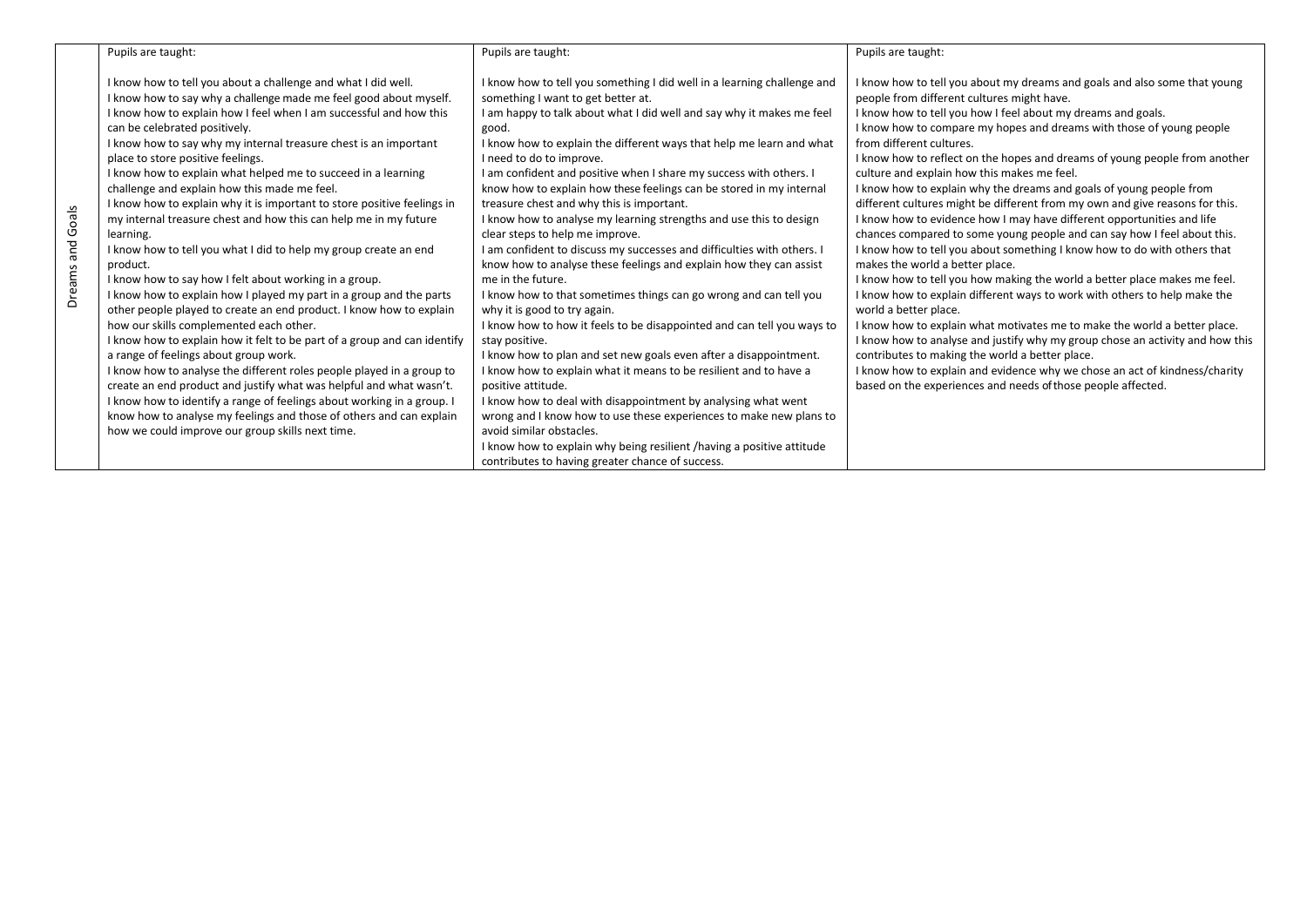| | | | |
|---|---|---|---|
| Dreams and Goals | Pupils are taught:<br><br>I know how to tell you about a challenge and what I did well.<br>I know how to say why a challenge made me feel good about myself.<br>I know how to explain how I feel when I am successful and how this can be celebrated positively.<br>I know how to say why my internal treasure chest is an important place to store positive feelings.<br>I know how to explain what helped me to succeed in a learning challenge and explain how this made me feel.<br>I know how to explain why it is important to store positive feelings in my internal treasure chest and how this can help me in my future learning.<br>I know how to tell you what I did to help my group create an end product.<br>I know how to say how I felt about working in a group.<br>I know how to explain how I played my part in a group and the parts other people played to create an end product. I know how to explain how our skills complemented each other.<br>I know how to explain how it felt to be part of a group and can identify a range of feelings about group work.<br>I know how to analyse the different roles people played in a group to create an end product and justify what was helpful and what wasn't.<br>I know how to identify a range of feelings about working in a group. I know how to analyse my feelings and those of others and can explain how we could improve our group skills next time. | Pupils are taught:<br><br>I know how to tell you something I did well in a learning challenge and something I want to get better at.<br>I am happy to talk about what I did well and say why it makes me feel good.<br>I know how to explain the different ways that help me learn and what I need to do to improve.<br>I am confident and positive when I share my success with others. I know how to explain how these feelings can be stored in my internal treasure chest and why this is important.<br>I know how to analyse my learning strengths and use this to design clear steps to help me improve.<br>I am confident to discuss my successes and difficulties with others. I know how to analyse these feelings and explain how they can assist me in the future.<br>I know how to that sometimes things can go wrong and can tell you why it is good to try again.<br>I know how to how it feels to be disappointed and can tell you ways to stay positive.<br>I know how to plan and set new goals even after a disappointment.<br>I know how to explain what it means to be resilient and to have a positive attitude.<br>I know how to deal with disappointment by analysing what went wrong and I know how to use these experiences to make new plans to avoid similar obstacles.<br>I know how to explain why being resilient /having a positive attitude contributes to having greater chance of success. | Pupils are taught:<br><br>I know how to tell you about my dreams and goals and also some that young people from different cultures might have.<br>I know how to tell you how I feel about my dreams and goals.<br>I know how to compare my hopes and dreams with those of young people from different cultures.<br>I know how to reflect on the hopes and dreams of young people from another culture and explain how this makes me feel.<br>I know how to explain why the dreams and goals of young people from different cultures might be different from my own and give reasons for this.<br>I know how to evidence how I may have different opportunities and life chances compared to some young people and can say how I feel about this.<br>I know how to tell you about something I know how to do with others that makes the world a better place.<br>I know how to tell you how making the world a better place makes me feel.<br>I know how to explain different ways to work with others to help make the world a better place.<br>I know how to explain what motivates me to make the world a better place.<br>I know how to analyse and justify why my group chose an activity and how this contributes to making the world a better place.<br>I know how to explain and evidence why we chose an act of kindness/charity based on the experiences and needs of those people affected. |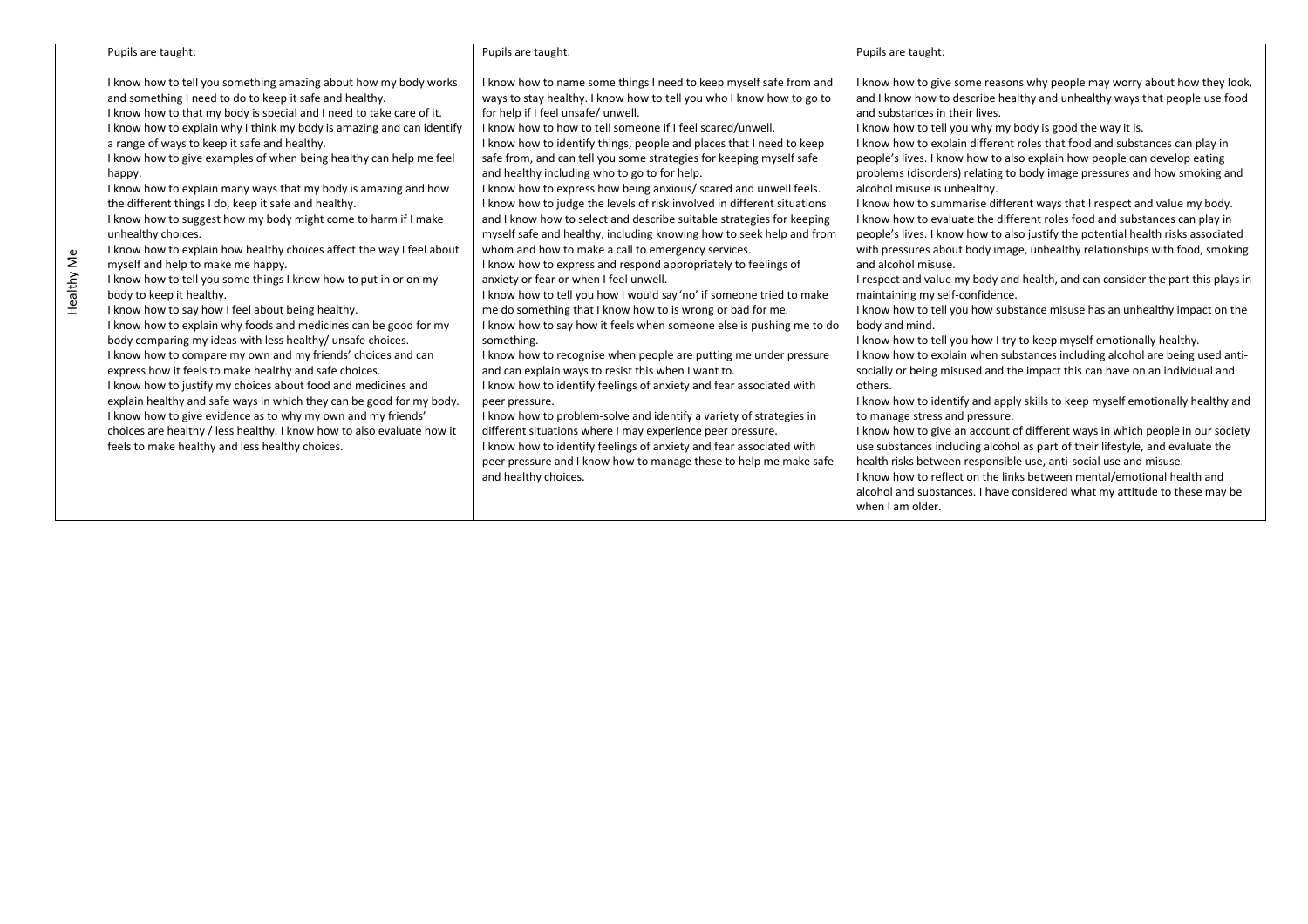| | | | |
|---|---|---|---|
| Healthy Me | Pupils are taught:<br><br>I know how to tell you something amazing about how my body works and something I need to do to keep it safe and healthy.<br>I know how to that my body is special and I need to take care of it.<br>I know how to explain why I think my body is amazing and can identify a range of ways to keep it safe and healthy.<br>I know how to give examples of when being healthy can help me feel happy.<br>I know how to explain many ways that my body is amazing and how the different things I do, keep it safe and healthy.<br>I know how to suggest how my body might come to harm if I make unhealthy choices.<br>I know how to explain how healthy choices affect the way I feel about myself and help to make me happy.<br>I know how to tell you some things I know how to put in or on my body to keep it healthy.<br>I know how to say how I feel about being healthy.<br>I know how to explain why foods and medicines can be good for my body comparing my ideas with less healthy/ unsafe choices.<br>I know how to compare my own and my friends' choices and can express how it feels to make healthy and safe choices.<br>I know how to justify my choices about food and medicines and explain healthy and safe ways in which they can be good for my body.<br>I know how to give evidence as to why my own and my friends' choices are healthy / less healthy. I know how to also evaluate how it feels to make healthy and less healthy choices. | Pupils are taught:<br><br>I know how to name some things I need to keep myself safe from and ways to stay healthy. I know how to tell you who I know how to go to for help if I feel unsafe/ unwell.<br>I know how to how to tell someone if I feel scared/unwell.<br>I know how to identify things, people and places that I need to keep safe from, and can tell you some strategies for keeping myself safe and healthy including who to go to for help.<br>I know how to express how being anxious/ scared and unwell feels.<br>I know how to judge the levels of risk involved in different situations and I know how to select and describe suitable strategies for keeping myself safe and healthy, including knowing how to seek help and from whom and how to make a call to emergency services.<br>I know how to express and respond appropriately to feelings of anxiety or fear or when I feel unwell.<br>I know how to tell you how I would say 'no' if someone tried to make me do something that I know how to is wrong or bad for me.<br>I know how to say how it feels when someone else is pushing me to do something.<br>I know how to recognise when people are putting me under pressure and can explain ways to resist this when I want to.<br>I know how to identify feelings of anxiety and fear associated with peer pressure.<br>I know how to problem-solve and identify a variety of strategies in different situations where I may experience peer pressure.<br>I know how to identify feelings of anxiety and fear associated with peer pressure and I know how to manage these to help me make safe and healthy choices. | Pupils are taught:<br><br>I know how to give some reasons why people may worry about how they look, and I know how to describe healthy and unhealthy ways that people use food and substances in their lives.<br>I know how to tell you why my body is good the way it is.<br>I know how to explain different roles that food and substances can play in people's lives. I know how to also explain how people can develop eating problems (disorders) relating to body image pressures and how smoking and alcohol misuse is unhealthy.<br>I know how to summarise different ways that I respect and value my body.<br>I know how to evaluate the different roles food and substances can play in people's lives. I know how to also justify the potential health risks associated with pressures about body image, unhealthy relationships with food, smoking and alcohol misuse.<br>I respect and value my body and health, and can consider the part this plays in maintaining my self-confidence.<br>I know how to tell you how substance misuse has an unhealthy impact on the body and mind.<br>I know how to tell you how I try to keep myself emotionally healthy.<br>I know how to explain when substances including alcohol are being used anti-socially or being misused and the impact this can have on an individual and others.<br>I know how to identify and apply skills to keep myself emotionally healthy and to manage stress and pressure.<br>I know how to give an account of different ways in which people in our society use substances including alcohol as part of their lifestyle, and evaluate the health risks between responsible use, anti-social use and misuse.<br>I know how to reflect on the links between mental/emotional health and alcohol and substances. I have considered what my attitude to these may be when I am older. |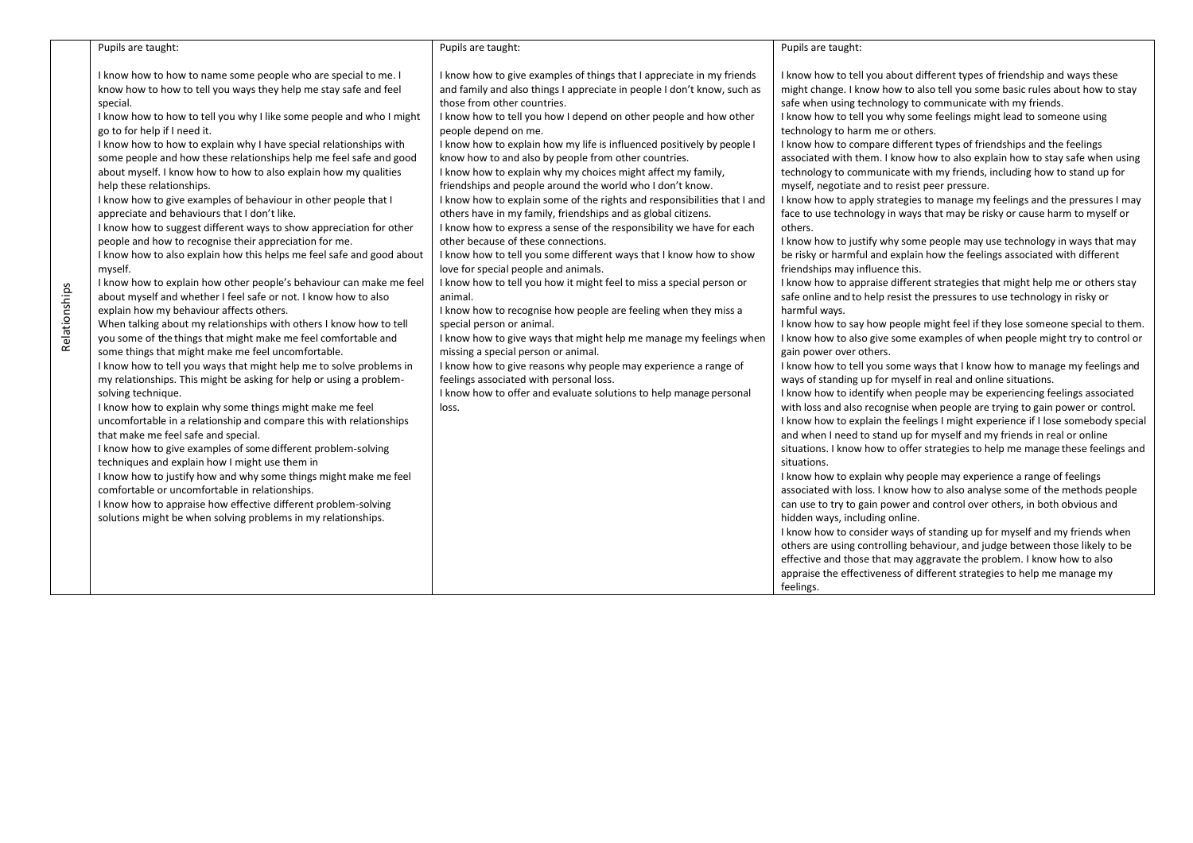| Relationships | Pupils are taught: | Pupils are taught: | Pupils are taught: |
|---|---|---|---|
| | I know how to how to name some people who are special to me. I know how to how to tell you ways they help me stay safe and feel special.<br>I know how to how to tell you why I like some people and who I might go to for help if I need it.<br>I know how to how to explain why I have special relationships with some people and how these relationships help me feel safe and good about myself. I know how to how to also explain how my qualities help these relationships.<br>I know how to give examples of behaviour in other people that I appreciate and behaviours that I don't like.<br>I know how to suggest different ways to show appreciation for other people and how to recognise their appreciation for me.<br>I know how to also explain how this helps me feel safe and good about myself.<br>I know how to explain how other people's behaviour can make me feel about myself and whether I feel safe or not. I know how to also explain how my behaviour affects others.<br>When talking about my relationships with others I know how to tell you some of the things that might make me feel comfortable and some things that might make me feel uncomfortable.<br>I know how to tell you ways that might help me to solve problems in my relationships. This might be asking for help or using a problem-solving technique.<br>I know how to explain why some things might make me feel uncomfortable in a relationship and compare this with relationships that make me feel safe and special.<br>I know how to give examples of some different problem-solving techniques and explain how I might use them in<br>I know how to justify how and why some things might make me feel comfortable or uncomfortable in relationships.<br>I know how to appraise how effective different problem-solving solutions might be when solving problems in my relationships. | I know how to give examples of things that I appreciate in my friends and family and also things I appreciate in people I don't know, such as those from other countries.<br>I know how to tell you how I depend on other people and how other people depend on me.<br>I know how to explain how my life is influenced positively by people I know how to and also by people from other countries.<br>I know how to explain why my choices might affect my family, friendships and people around the world who I don't know.<br>I know how to explain some of the rights and responsibilities that I and others have in my family, friendships and as global citizens.<br>I know how to express a sense of the responsibility we have for each other because of these connections.<br>I know how to tell you some different ways that I know how to show love for special people and animals.<br>I know how to tell you how it might feel to miss a special person or animal.<br>I know how to recognise how people are feeling when they miss a special person or animal.<br>I know how to give ways that might help me manage my feelings when missing a special person or animal.<br>I know how to give reasons why people may experience a range of feelings associated with personal loss.<br>I know how to offer and evaluate solutions to help manage personal loss. | I know how to tell you about different types of friendship and ways these might change. I know how to also tell you some basic rules about how to stay safe when using technology to communicate with my friends.<br>I know how to tell you why some feelings might lead to someone using technology to harm me or others.<br>I know how to compare different types of friendships and the feelings associated with them. I know how to also explain how to stay safe when using technology to communicate with my friends, including how to stand up for myself, negotiate and to resist peer pressure.<br>I know how to apply strategies to manage my feelings and the pressures I may face to use technology in ways that may be risky or cause harm to myself or others.<br>I know how to justify why some people may use technology in ways that may be risky or harmful and explain how the feelings associated with different friendships may influence this.<br>I know how to appraise different strategies that might help me or others stay safe online and to help resist the pressures to use technology in risky or harmful ways.<br>I know how to say how people might feel if they lose someone special to them. I know how to also give some examples of when people might try to control or gain power over others.<br>I know how to tell you some ways that I know how to manage my feelings and ways of standing up for myself in real and online situations.<br>I know how to identify when people may be experiencing feelings associated with loss and also recognise when people are trying to gain power or control.<br>I know how to explain the feelings I might experience if I lose somebody special and when I need to stand up for myself and my friends in real or online situations. I know how to offer strategies to help me manage these feelings and situations.<br>I know how to explain why people may experience a range of feelings associated with loss. I know how to also analyse some of the methods people can use to try to gain power and control over others, in both obvious and hidden ways, including online.<br>I know how to consider ways of standing up for myself and my friends when others are using controlling behaviour, and judge between those likely to be effective and those that may aggravate the problem. I know how to also appraise the effectiveness of different strategies to help me manage my feelings. |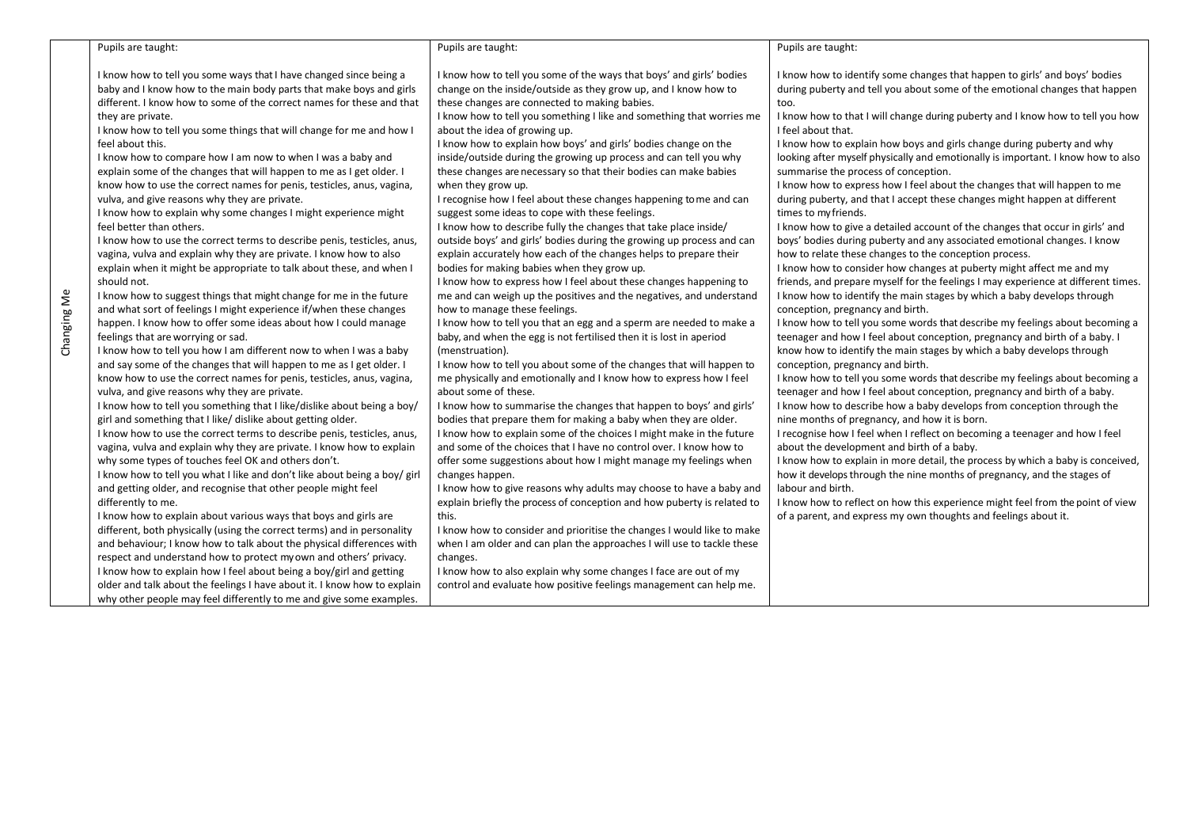| | | | |
|---|---|---|---|
| Changing Me | Pupils are taught:<br><br>I know how to tell you some ways that I have changed since being a baby and I know how to the main body parts that make boys and girls different. I know how to some of the correct names for these and that they are private.<br>I know how to tell you some things that will change for me and how I feel about this.<br>I know how to compare how I am now to when I was a baby and explain some of the changes that will happen to me as I get older. I know how to use the correct names for penis, testicles, anus, vagina, vulva, and give reasons why they are private.<br>I know how to explain why some changes I might experience might feel better than others.<br>I know how to use the correct terms to describe penis, testicles, anus, vagina, vulva and explain why they are private. I know how to also explain when it might be appropriate to talk about these, and when I should not.<br>I know how to suggest things that might change for me in the future and what sort of feelings I might experience if/when these changes happen. I know how to offer some ideas about how I could manage feelings that are worrying or sad.<br>I know how to tell you how I am different now to when I was a baby and say some of the changes that will happen to me as I get older. I know how to use the correct names for penis, testicles, anus, vagina, vulva, and give reasons why they are private.<br>I know how to tell you something that I like/dislike about being a boy/ girl and something that I like/ dislike about getting older.<br>I know how to use the correct terms to describe penis, testicles, anus, vagina, vulva and explain why they are private. I know how to explain why some types of touches feel OK and others don't.<br>I know how to tell you what I like and don't like about being a boy/ girl and getting older, and recognise that other people might feel differently to me.<br>I know how to explain about various ways that boys and girls are different, both physically (using the correct terms) and in personality and behaviour; I know how to talk about the physical differences with respect and understand how to protect my own and others' privacy.<br>I know how to explain how I feel about being a boy/girl and getting older and talk about the feelings I have about it. I know how to explain why other people may feel differently to me and give some examples. | Pupils are taught:<br><br>I know how to tell you some of the ways that boys' and girls' bodies change on the inside/outside as they grow up, and I know how to these changes are connected to making babies.<br>I know how to tell you something I like and something that worries me about the idea of growing up.<br>I know how to explain how boys' and girls' bodies change on the inside/outside during the growing up process and can tell you why these changes are necessary so that their bodies can make babies when they grow up.<br>I recognise how I feel about these changes happening to me and can suggest some ideas to cope with these feelings.<br>I know how to describe fully the changes that take place inside/ outside boys' and girls' bodies during the growing up process and can explain accurately how each of the changes helps to prepare their bodies for making babies when they grow up.<br>I know how to express how I feel about these changes happening to me and can weigh up the positives and the negatives, and understand how to manage these feelings.<br>I know how to tell you that an egg and a sperm are needed to make a baby, and when the egg is not fertilised then it is lost in aperiod (menstruation).<br>I know how to tell you about some of the changes that will happen to me physically and emotionally and I know how to express how I feel about some of these.<br>I know how to summarise the changes that happen to boys' and girls' bodies that prepare them for making a baby when they are older.<br>I know how to explain some of the choices I might make in the future and some of the choices that I have no control over. I know how to offer some suggestions about how I might manage my feelings when changes happen.<br>I know how to give reasons why adults may choose to have a baby and explain briefly the process of conception and how puberty is related to this.<br>I know how to consider and prioritise the changes I would like to make when I am older and can plan the approaches I will use to tackle these changes.<br>I know how to also explain why some changes I face are out of my control and evaluate how positive feelings management can help me. | Pupils are taught:<br><br>I know how to identify some changes that happen to girls' and boys' bodies during puberty and tell you about some of the emotional changes that happen too.<br>I know how to that I will change during puberty and I know how to tell you how I feel about that.<br>I know how to explain how boys and girls change during puberty and why looking after myself physically and emotionally is important. I know how to also summarise the process of conception.<br>I know how to express how I feel about the changes that will happen to me during puberty, and that I accept these changes might happen at different times to my friends.<br>I know how to give a detailed account of the changes that occur in girls' and boys' bodies during puberty and any associated emotional changes. I know how to relate these changes to the conception process.<br>I know how to consider how changes at puberty might affect me and my friends, and prepare myself for the feelings I may experience at different times.<br>I know how to identify the main stages by which a baby develops through conception, pregnancy and birth.<br>I know how to tell you some words that describe my feelings about becoming a teenager and how I feel about conception, pregnancy and birth of a baby. I know how to identify the main stages by which a baby develops through conception, pregnancy and birth.<br>I know how to tell you some words that describe my feelings about becoming a teenager and how I feel about conception, pregnancy and birth of a baby.<br>I know how to describe how a baby develops from conception through the nine months of pregnancy, and how it is born.<br>I recognise how I feel when I reflect on becoming a teenager and how I feel about the development and birth of a baby.<br>I know how to explain in more detail, the process by which a baby is conceived, how it develops through the nine months of pregnancy, and the stages of labour and birth.<br>I know how to reflect on how this experience might feel from the point of view of a parent, and express my own thoughts and feelings about it. |